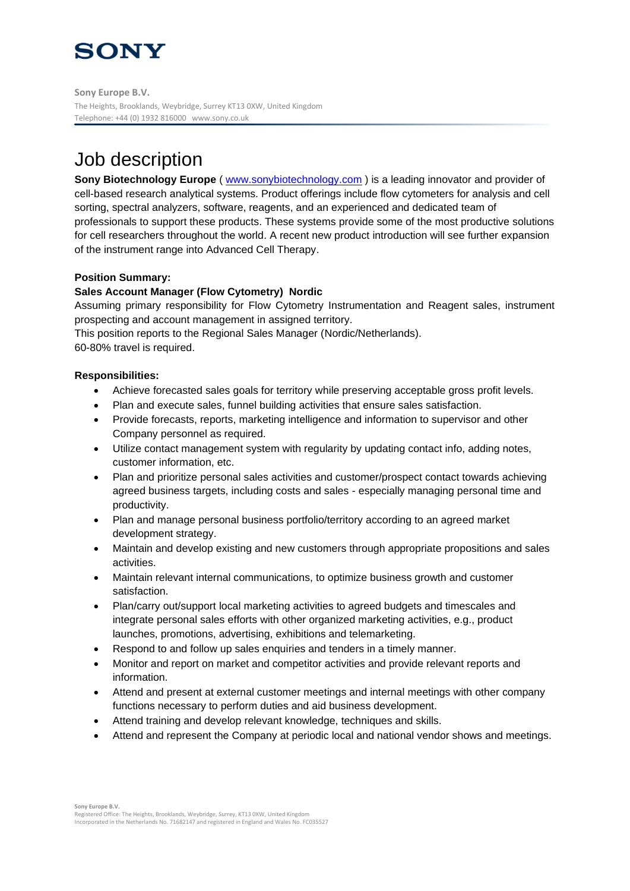**SONY**

**Sony Europe B.V.**
The Heights, Brooklands, Weybridge, Surrey KT13 0XW, United Kingdom
Telephone: +44 (0) 1932 816000 www.sony.co.uk

# Job description

**Sony Biotechnology Europe** ( www.sonybiotechnology.com ) is a leading innovator and provider of cell-based research analytical systems. Product offerings include flow cytometers for analysis and cell sorting, spectral analyzers, software, reagents, and an experienced and dedicated team of professionals to support these products. These systems provide some of the most productive solutions for cell researchers throughout the world. A recent new product introduction will see further expansion of the instrument range into Advanced Cell Therapy.

**Position Summary:**

**Sales Account Manager (Flow Cytometry) Nordic**

Assuming primary responsibility for Flow Cytometry Instrumentation and Reagent sales, instrument prospecting and account management in assigned territory.
This position reports to the Regional Sales Manager (Nordic/Netherlands).
60-80% travel is required.

**Responsibilities:**

- Achieve forecasted sales goals for territory while preserving acceptable gross profit levels.
- Plan and execute sales, funnel building activities that ensure sales satisfaction.
- Provide forecasts, reports, marketing intelligence and information to supervisor and other Company personnel as required.
- Utilize contact management system with regularity by updating contact info, adding notes, customer information, etc.
- Plan and prioritize personal sales activities and customer/prospect contact towards achieving agreed business targets, including costs and sales - especially managing personal time and productivity.
- Plan and manage personal business portfolio/territory according to an agreed market development strategy.
- Maintain and develop existing and new customers through appropriate propositions and sales activities.
- Maintain relevant internal communications, to optimize business growth and customer satisfaction.
- Plan/carry out/support local marketing activities to agreed budgets and timescales and integrate personal sales efforts with other organized marketing activities, e.g., product launches, promotions, advertising, exhibitions and telemarketing.
- Respond to and follow up sales enquiries and tenders in a timely manner.
- Monitor and report on market and competitor activities and provide relevant reports and information.
- Attend and present at external customer meetings and internal meetings with other company functions necessary to perform duties and aid business development.
- Attend training and develop relevant knowledge, techniques and skills.
- Attend and represent the Company at periodic local and national vendor shows and meetings.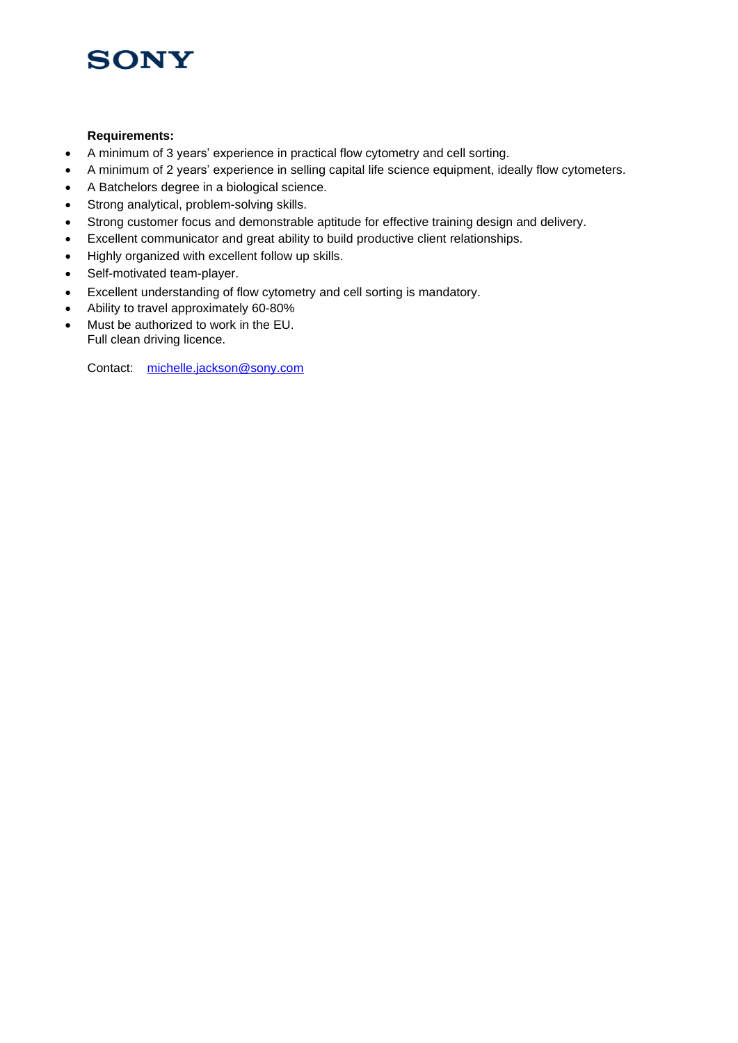**SONY**

**Requirements:**

- A minimum of 3 years' experience in practical flow cytometry and cell sorting.
- A minimum of 2 years' experience in selling capital life science equipment, ideally flow cytometers.
- A Batchelors degree in a biological science.
- Strong analytical, problem-solving skills.
- Strong customer focus and demonstrable aptitude for effective training design and delivery.
- Excellent communicator and great ability to build productive client relationships.
- Highly organized with excellent follow up skills.
- Self-motivated team-player.
- Excellent understanding of flow cytometry and cell sorting is mandatory.
- Ability to travel approximately 60-80%
- Must be authorized to work in the EU.
  Full clean driving licence.

Contact: michelle.jackson@sony.com